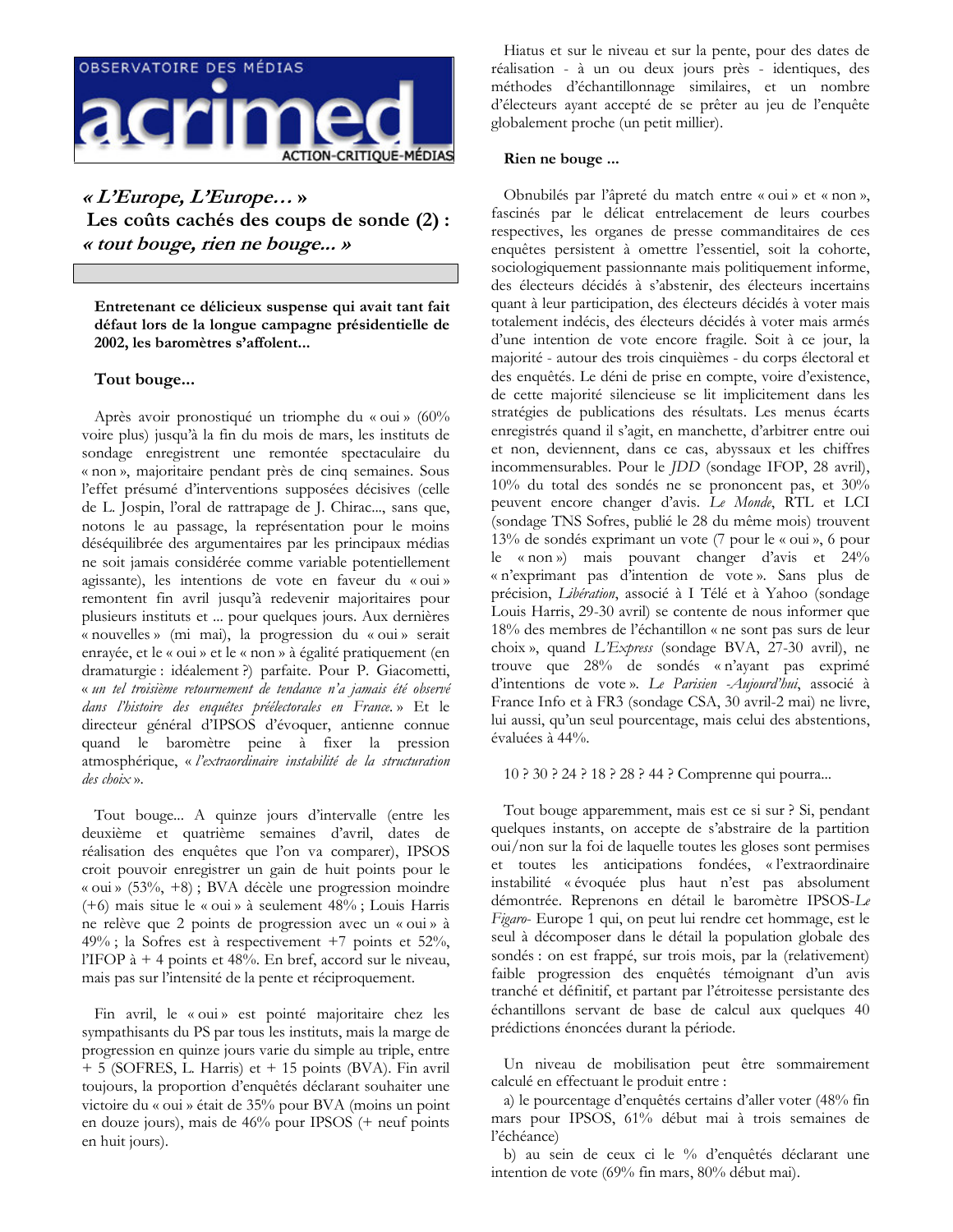OBSERVATOIRE DES MÉDIAS

acrimed

ACTION-CRITIQUE-MÉDIAS

# *« L'Europe, L'Europe… »* Les coûts cachés des coups de sonde (2) : *« tout bouge, rien ne bouge… »*

**Entretenant ce délicieux suspense qui avait tant fait défaut lors de la longue campagne présidentielle de 2002, les baromètres s'affolent...**

## Tout bouge...

Après avoir pronostiqué un triomphe du « oui » (60% voire plus) jusqu'à la fin du mois de mars, les instituts de sondage enregistrent une remontée spectaculaire du « non », majoritaire pendant près de cinq semaines. Sous l'effet présumé d'interventions supposées décisives (celle de L. Jospin, l'oral de rattrapage de J. Chirac..., sans que, notons le au passage, la représentation pour le moins déséquilibrée des argumentaires par les principaux médias ne soit jamais considérée comme variable potentiellement agissante), les intentions de vote en faveur du « oui » remontent fin avril jusqu'à redevenir majoritaires pour plusieurs instituts et ... pour quelques jours. Aux dernières « nouvelles » (mi mai), la progression du « oui » serait enrayée, et le « oui » et le « non » à égalité pratiquement (en dramaturgie : idéalement ?) parfaite. Pour P. Giacometti, « *un tel troisième retournement de tendance n'a jamais été observé dans l'histoire des enquêtes préélectorales en France.* » Et le directeur général d'IPSOS d'évoquer, antienne connue quand le baromètre peine à fixer la pression atmosphérique, « *l'extraordinaire instabilité de la structuration des choix* ».

Tout bouge... A quinze jours d'intervalle (entre les deuxième et quatrième semaines d'avril, dates de réalisation des enquêtes que l'on va comparer), IPSOS croit pouvoir enregistrer un gain de huit points pour le « oui » (53%, +8) ; BVA décèle une progression moindre (+6) mais situe le « oui » à seulement 48% ; Louis Harris ne relève que 2 points de progression avec un « oui » à 49% ; la Sofres est à respectivement +7 points et 52%, l'IFOP à + 4 points et 48%. En bref, accord sur le niveau, mais pas sur l'intensité de la pente et réciproquement.

Fin avril, le « oui » est pointé majoritaire chez les sympathisants du PS par tous les instituts, mais la marge de progression en quinze jours varie du simple au triple, entre + 5 (SOFRES, L. Harris) et + 15 points (BVA). Fin avril toujours, la proportion d'enquêtés déclarant souhaiter une victoire du « oui » était de 35% pour BVA (moins un point en douze jours), mais de 46% pour IPSOS (+ neuf points en huit jours).

Hiatus et sur le niveau et sur la pente, pour des dates de réalisation - à un ou deux jours près - identiques, des méthodes d'échantillonnage similaires, et un nombre d'électeurs ayant accepté de se prêter au jeu de l'enquête globalement proche (un petit millier).

## Rien ne bouge ...

Obnubilés par l'âpreté du match entre « oui » et « non », fascinés par le délicat entrelacement de leurs courbes respectives, les organes de presse commanditaires de ces enquêtes persistent à omettre l'essentiel, soit la cohorte, sociologiquement passionnante mais politiquement informe, des électeurs décidés à s'abstenir, des électeurs incertains quant à leur participation, des électeurs décidés à voter mais totalement indécis, des électeurs décidés à voter mais armés d'une intention de vote encore fragile. Soit à ce jour, la majorité - autour des trois cinquièmes - du corps électoral et des enquêtés. Le déni de prise en compte, voire d'existence, de cette majorité silencieuse se lit implicitement dans les stratégies de publications des résultats. Les menus écarts enregistrés quand il s'agit, en manchette, d'arbitrer entre oui et non, deviennent, dans ce cas, abyssaux et les chiffres incommensurables. Pour le *JDD* (sondage IFOP, 28 avril), 10% du total des sondés ne se prononcent pas, et 30% peuvent encore changer d'avis. *Le Monde*, RTL et LCI (sondage TNS Sofres, publié le 28 du même mois) trouvent 13% de sondés exprimant un vote (7 pour le « oui », 6 pour le « non ») mais pouvant changer d'avis et 24% « n'exprimant pas d'intention de vote ». Sans plus de précision, *Libération*, associé à I Télé et à Yahoo (sondage Louis Harris, 29-30 avril) se contente de nous informer que 18% des membres de l'échantillon « ne sont pas surs de leur choix », quand *L'Express* (sondage BVA, 27-30 avril), ne trouve que 28% de sondés « n'ayant pas exprimé d'intentions de vote ». *Le Parisien -Aujourd'hui*, associé à France Info et à FR3 (sondage CSA, 30 avril-2 mai) ne livre, lui aussi, qu'un seul pourcentage, mais celui des abstentions, évaluées à 44%.

10 ? 30 ? 24 ? 18 ? 28 ? 44 ? Comprenne qui pourra...

Tout bouge apparemment, mais est ce si sur ? Si, pendant quelques instants, on accepte de s'abstraire de la partition oui/non sur la foi de laquelle toutes les gloses sont permises et toutes les anticipations fondées, « l'extraordinaire instabilité « évoquée plus haut n'est pas absolument démontrée. Reprenons en détail le baromètre IPSOS-*Le Figaro*- Europe 1 qui, on peut lui rendre cet hommage, est le seul à décomposer dans le détail la population globale des sondés : on est frappé, sur trois mois, par la (relativement) faible progression des enquêtés témoignant d'un avis tranché et définitif, et partant par l'étroitesse persistante des échantillons servant de base de calcul aux quelques 40 prédictions énoncées durant la période.

Un niveau de mobilisation peut être sommairement calculé en effectuant le produit entre :

a) le pourcentage d'enquêtés certains d'aller voter (48% fin mars pour IPSOS, 61% début mai à trois semaines de l'échéance)

b) au sein de ceux ci le % d'enquêtés déclarant une intention de vote (69% fin mars, 80% début mai).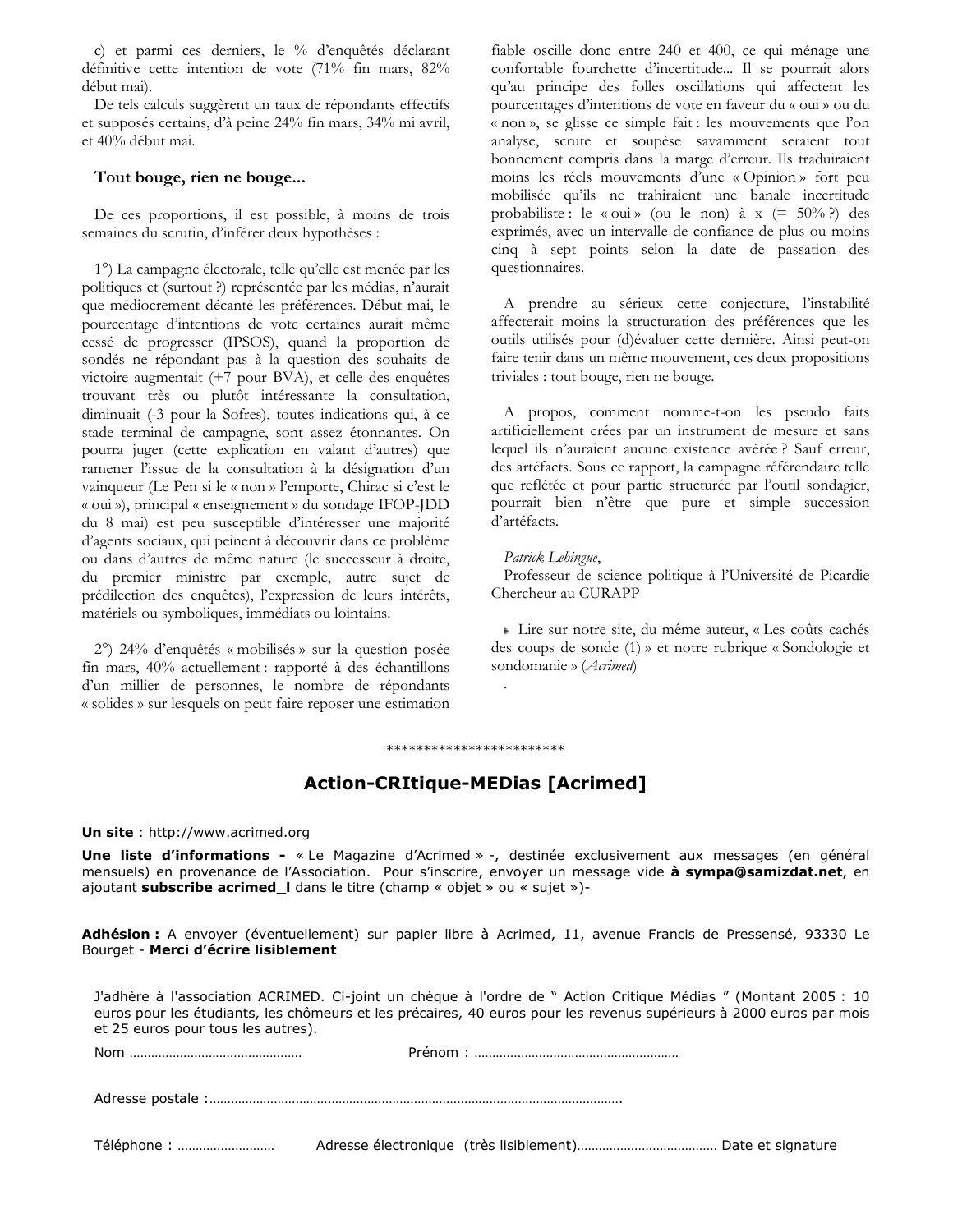c) et parmi ces derniers, le % d'enquêtés déclarant définitive cette intention de vote (71% fin mars, 82% début mai).

De tels calculs suggèrent un taux de répondants effectifs et supposés certains, d'à peine 24% fin mars, 34% mi avril, et 40% début mai.

### Tout bouge, rien ne bouge...

De ces proportions, il est possible, à moins de trois semaines du scrutin, d'inférer deux hypothèses :

1°) La campagne électorale, telle qu'elle est menée par les politiques et (surtout ?) représentée par les médias, n'aurait que médiocrement décanté les préférences. Début mai, le pourcentage d'intentions de vote certaines aurait même cessé de progresser (IPSOS), quand la proportion de sondés ne répondant pas à la question des souhaits de victoire augmentait (+7 pour BVA), et celle des enquêtes trouvant très ou plutôt intéressante la consultation, diminuait (-3 pour la Sofres), toutes indications qui, à ce stade terminal de campagne, sont assez étonnantes. On pourra juger (cette explication en valant d'autres) que ramener l'issue de la consultation à la désignation d'un vainqueur (Le Pen si le « non » l'emporte, Chirac si c'est le « oui »), principal « enseignement » du sondage IFOP-JDD du 8 mai) est peu susceptible d'intéresser une majorité d'agents sociaux, qui peinent à découvrir dans ce problème ou dans d'autres de même nature (le successeur à droite, du premier ministre par exemple, autre sujet de prédilection des enquêtes), l'expression de leurs intérêts, matériels ou symboliques, immédiats ou lointains.

2°) 24% d'enquêtés « mobilisés » sur la question posée fin mars, 40% actuellement : rapporté à des échantillons d'un millier de personnes, le nombre de répondants « solides » sur lesquels on peut faire reposer une estimation fiable oscille donc entre 240 et 400, ce qui ménage une confortable fourchette d'incertitude... Il se pourrait alors qu'au principe des folles oscillations qui affectent les pourcentages d'intentions de vote en faveur du « oui » ou du « non », se glisse ce simple fait : les mouvements que l'on analyse, scrute et soupèse savamment seraient tout bonnement compris dans la marge d'erreur. Ils traduiraient moins les réels mouvements d'une « Opinion » fort peu mobilisée qu'ils ne trahiraient une banale incertitude probabiliste : le « oui » (ou le non) à x (= 50% ?) des exprimés, avec un intervalle de confiance de plus ou moins cinq à sept points selon la date de passation des questionnaires.

A prendre au sérieux cette conjecture, l'instabilité affecterait moins la structuration des préférences que les outils utilisés pour (d)évaluer cette dernière. Ainsi peut-on faire tenir dans un même mouvement, ces deux propositions triviales : tout bouge, rien ne bouge.

A propos, comment nomme-t-on les pseudo faits artificiellement crées par un instrument de mesure et sans lequel ils n'auraient aucune existence avérée ? Sauf erreur, des artéfacts. Sous ce rapport, la campagne référendaire telle que reflétée et pour partie structurée par l'outil sondagier, pourrait bien n'être que pure et simple succession d'artéfacts.

*Patrick Lehingue*,
Professeur de science politique à l'Université de Picardie
Chercheur au CURAPP

- Lire sur notre site, du même auteur, « Les coûts cachés des coups de sonde (1) » et notre rubrique « Sondologie et sondomanie » (*Acrimed*)

.

************************

## Action-CRItique-MEDias [Acrimed]

**Un site** : http://www.acrimed.org

**Une liste d'informations -** « Le Magazine d'Acrimed » -, destinée exclusivement aux messages (en général mensuels) en provenance de l'Association. Pour s'inscrire, envoyer un message vide **à sympa@samizdat.net**, en ajoutant **subscribe acrimed_l** dans le titre (champ « objet » ou « sujet »)-

**Adhésion :** A envoyer (éventuellement) sur papier libre à Acrimed, 11, avenue Francis de Pressensé, 93330 Le Bourget - **Merci d'écrire lisiblement**

J'adhère à l'association ACRIMED. Ci-joint un chèque à l'ordre de " Action Critique Médias " (Montant 2005 : 10 euros pour les étudiants, les chômeurs et les précaires, 40 euros pour les revenus supérieurs à 2000 euros par mois et 25 euros pour tous les autres).

Nom ………………………………………… Prénom : …………………………………………………

Adresse postale :…………………………………………………………………………………………….

Téléphone : ……………………… Adresse électronique (très lisiblement)………………………………… Date et signature